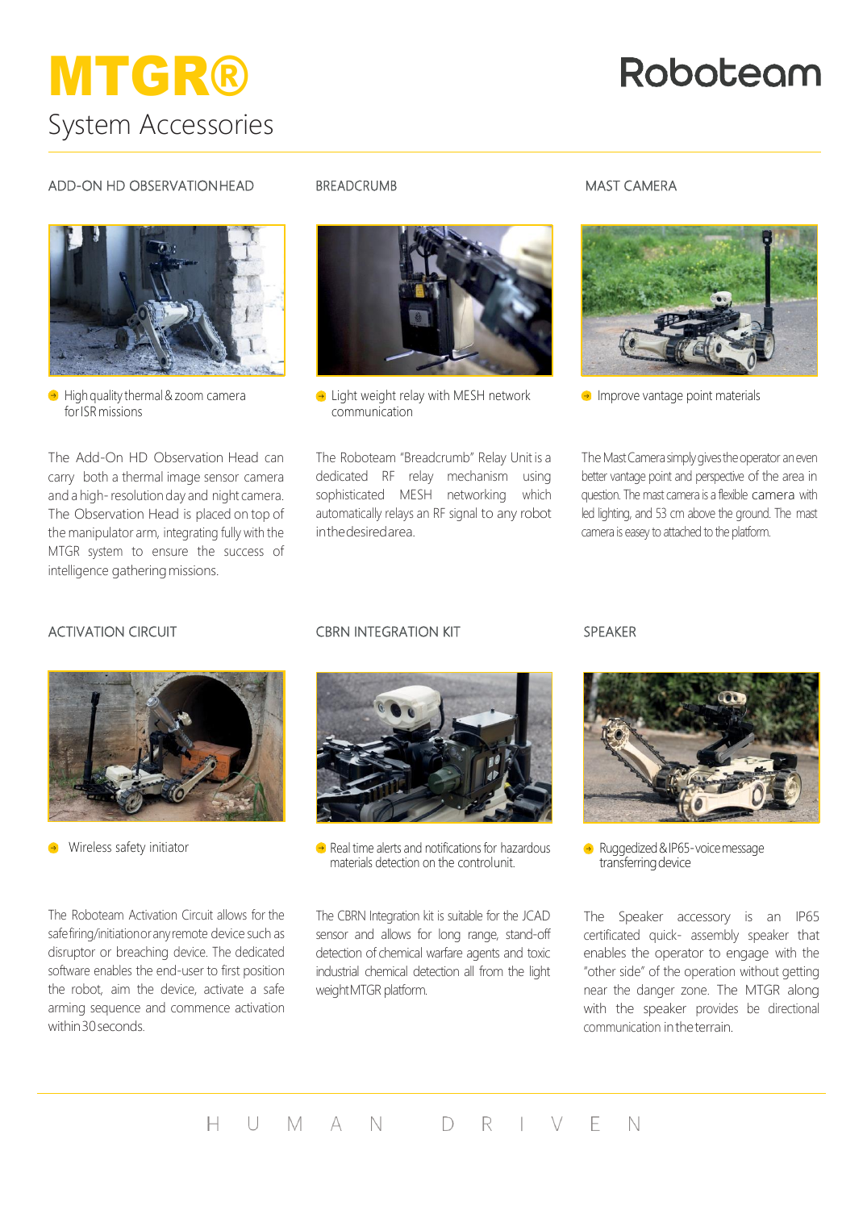# MTGR®

System Accessories

Roboteam

## ADD-ON HD OBSERVATIONHEAD

- High quality thermal & zoom camera for ISR missions

The Add-On HD Observation Head can carry both a thermal image sensor camera and a high- resolution day and night camera. The Observation Head is placed on top of the manipulator arm, integrating fully with the MTGR system to ensure the success of intelligence gathering missions.

## BREADCRUMB

- Light weight relay with MESH network communication

The Roboteam "Breadcrumb" Relay Unit is a dedicated RF relay mechanism using sophisticated MESH networking which automatically relays an RF signal to any robot inthedesiredarea.

## MAST CAMERA

- Improve vantage point materials

The Mast Camera simply gives the operator an even better vantage point and perspective of the area in question. The mast camera is a flexible camera with led lighting, and 53 cm above the ground. The mast camera is easey to attached to the platform.

## ACTIVATION CIRCUIT

- Wireless safety initiator

The Roboteam Activation Circuit allows for the safe firing/initiation or any remote device such as disruptor or breaching device. The dedicated software enables the end-user to first position the robot, aim the device, activate a safe arming sequence and commence activation within30seconds.

## CBRN INTEGRATION KIT

- Real time alerts and notifications for hazardous materials detection on the controlunit.

The CBRN Integration kit is suitable for the JCAD sensor and allows for long range, stand-off detection of chemical warfare agents and toxic industrial chemical detection all from the light weightMTGR platform.

## SPEAKER

- Ruggedized & IP65-voice message transferring device

The Speaker accessory is an IP65 certificated quick- assembly speaker that enables the operator to engage with the "other side" of the operation without getting near the danger zone. The MTGR along with the speaker provides be directional communication intheterrain.

HUMAN DRIVEN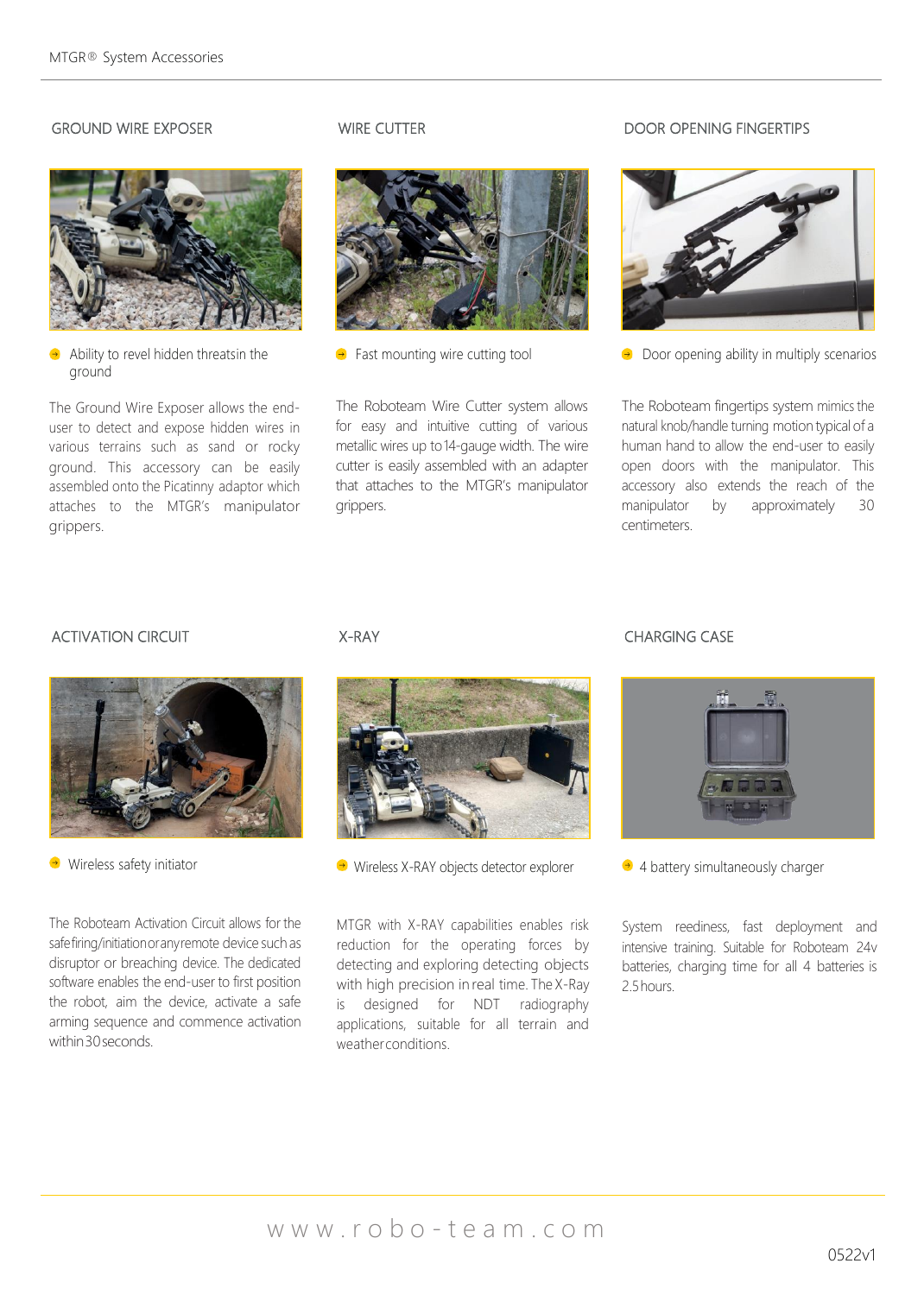## GROUND WIRE EXPOSER

- Ability to revel hidden threatsin the ground

The Ground Wire Exposer allows the end-user to detect and expose hidden wires in various terrains such as sand or rocky ground. This accessory can be easily assembled onto the Picatinny adaptor which attaches to the MTGR's manipulator grippers.

## WIRE CUTTER

- Fast mounting wire cutting tool

The Roboteam Wire Cutter system allows for easy and intuitive cutting of various metallic wires up to 14-gauge width. The wire cutter is easily assembled with an adapter that attaches to the MTGR's manipulator grippers.

## DOOR OPENING FINGERTIPS

- Door opening ability in multiply scenarios

The Roboteam fingertips system mimics the natural knob/handle turning motion typical of a human hand to allow the end-user to easily open doors with the manipulator. This accessory also extends the reach of the manipulator by approximately 30 centimeters.

## ACTIVATION CIRCUIT

- Wireless safety initiator

The Roboteam Activation Circuit allows for the safe firing/initiation or any remote device such as disruptor or breaching device. The dedicated software enables the end-user to first position the robot, aim the device, activate a safe arming sequence and commence activation within 30 seconds.

## X-RAY

- Wireless X-RAY objects detector explorer

MTGR with X-RAY capabilities enables risk reduction for the operating forces by detecting and exploring detecting objects with high precision in real time. The X-Ray is designed for NDT radiography applications, suitable for all terrain and weather conditions.

## CHARGING CASE

- 4 battery simultaneously charger

System reediness, fast deployment and intensive training. Suitable for Roboteam 24v batteries, charging time for all 4 batteries is 2.5 hours.

www.robo-team.com

0522v1